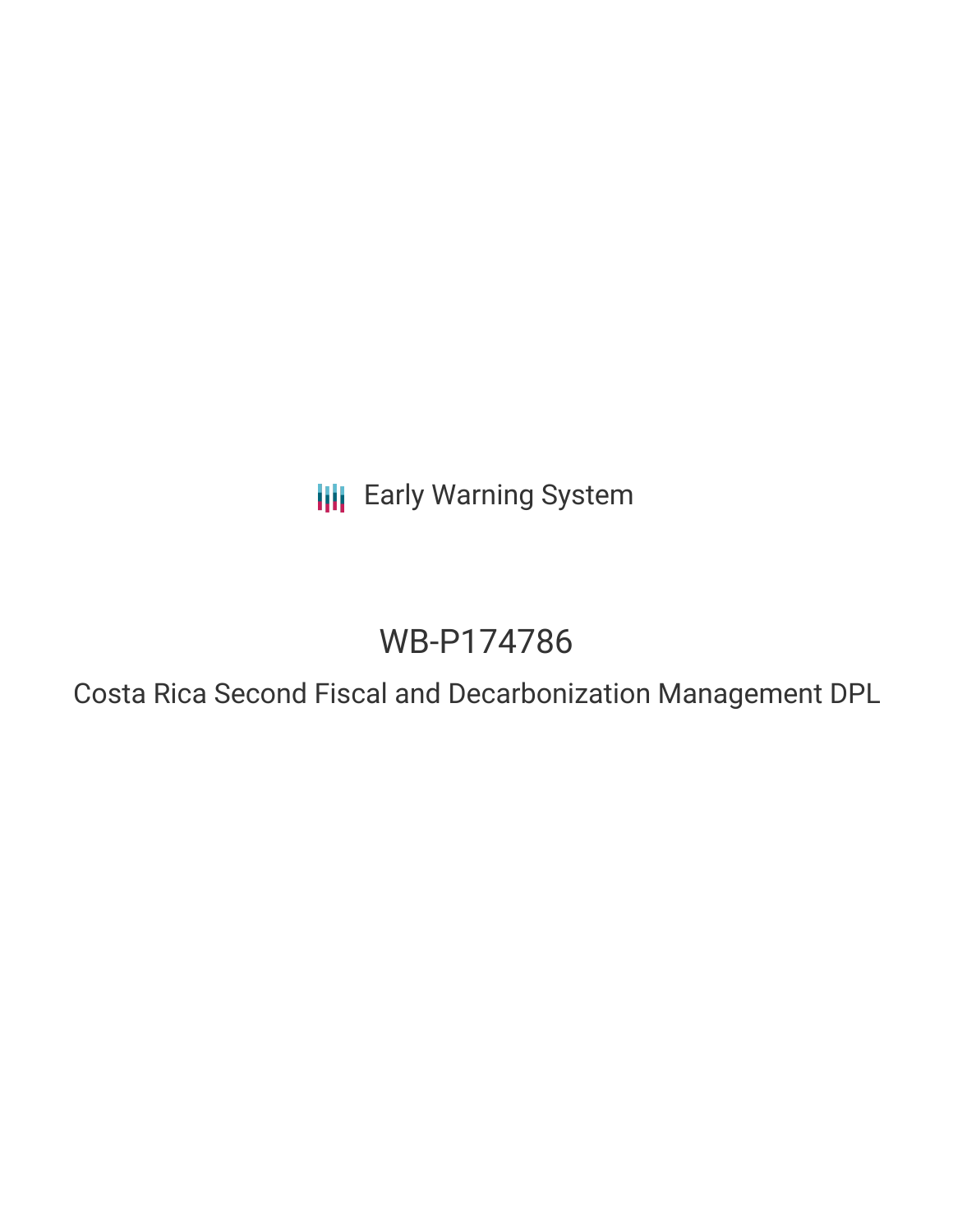Early Warning System

# WB-P174786

## Costa Rica Second Fiscal and Decarbonization Management DPL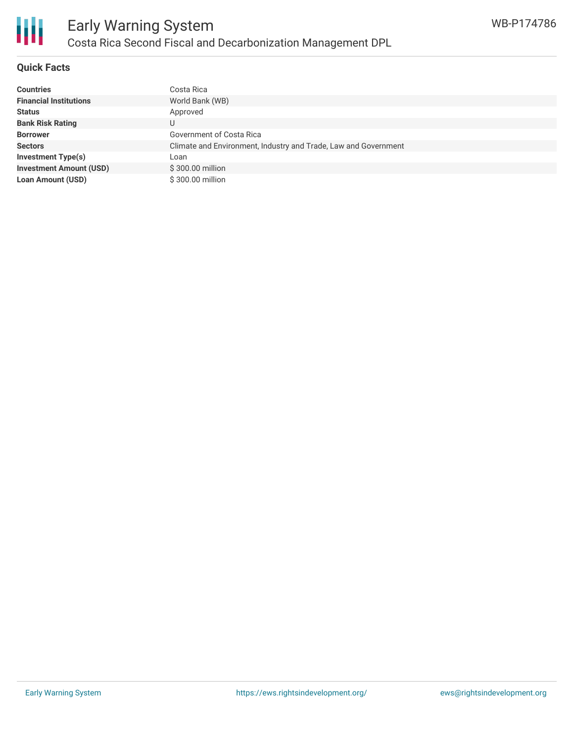## Quick Facts

| | |
|---|---|
| **Countries** | Costa Rica |
| **Financial Institutions** | World Bank (WB) |
| **Status** | Approved |
| **Bank Risk Rating** | U |
| **Borrower** | Government of Costa Rica |
| **Sectors** | Climate and Environment, Industry and Trade, Law and Government |
| **Investment Type(s)** | Loan |
| **Investment Amount (USD)** | $ 300.00 million |
| **Loan Amount (USD)** | $ 300.00 million |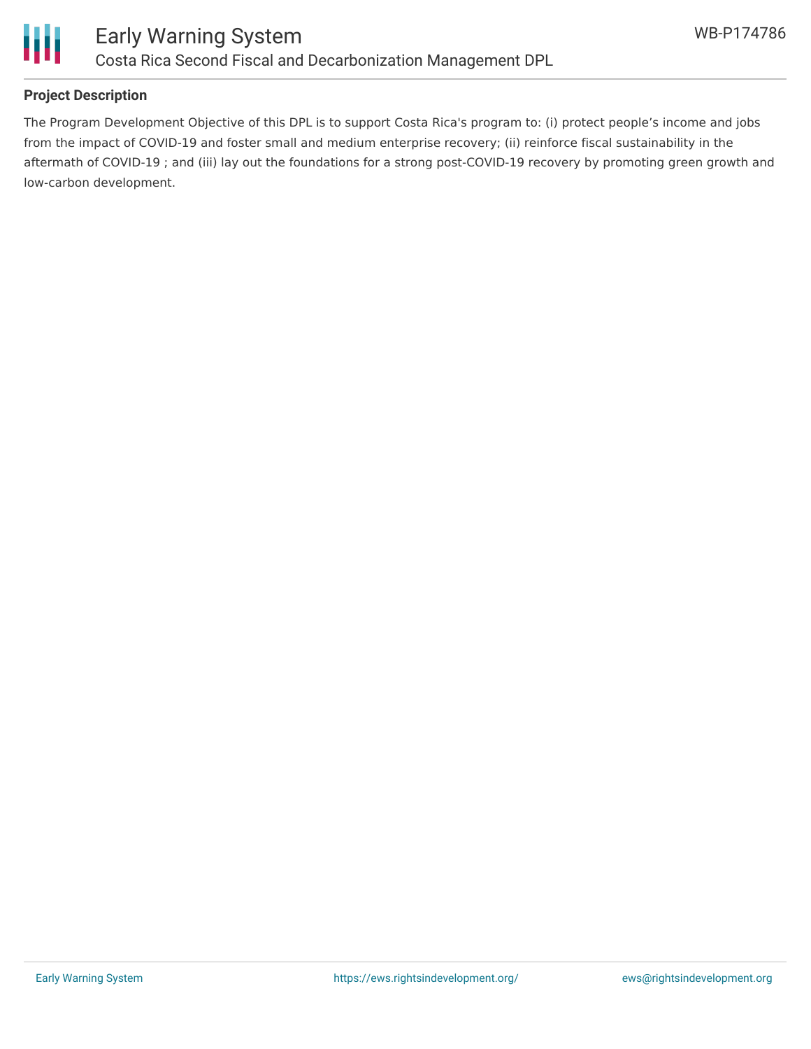**Project Description**

The Program Development Objective of this DPL is to support Costa Rica's program to: (i) protect people’s income and jobs from the impact of COVID-19 and foster small and medium enterprise recovery; (ii) reinforce fiscal sustainability in the aftermath of COVID-19 ; and (iii) lay out the foundations for a strong post-COVID-19 recovery by promoting green growth and low-carbon development.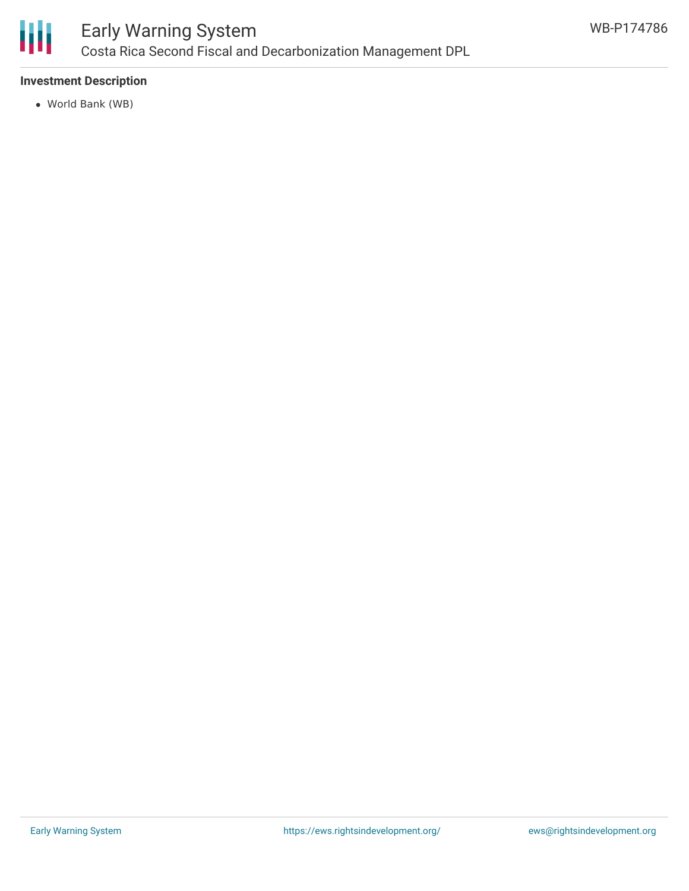**Investment Description**

- World Bank (WB)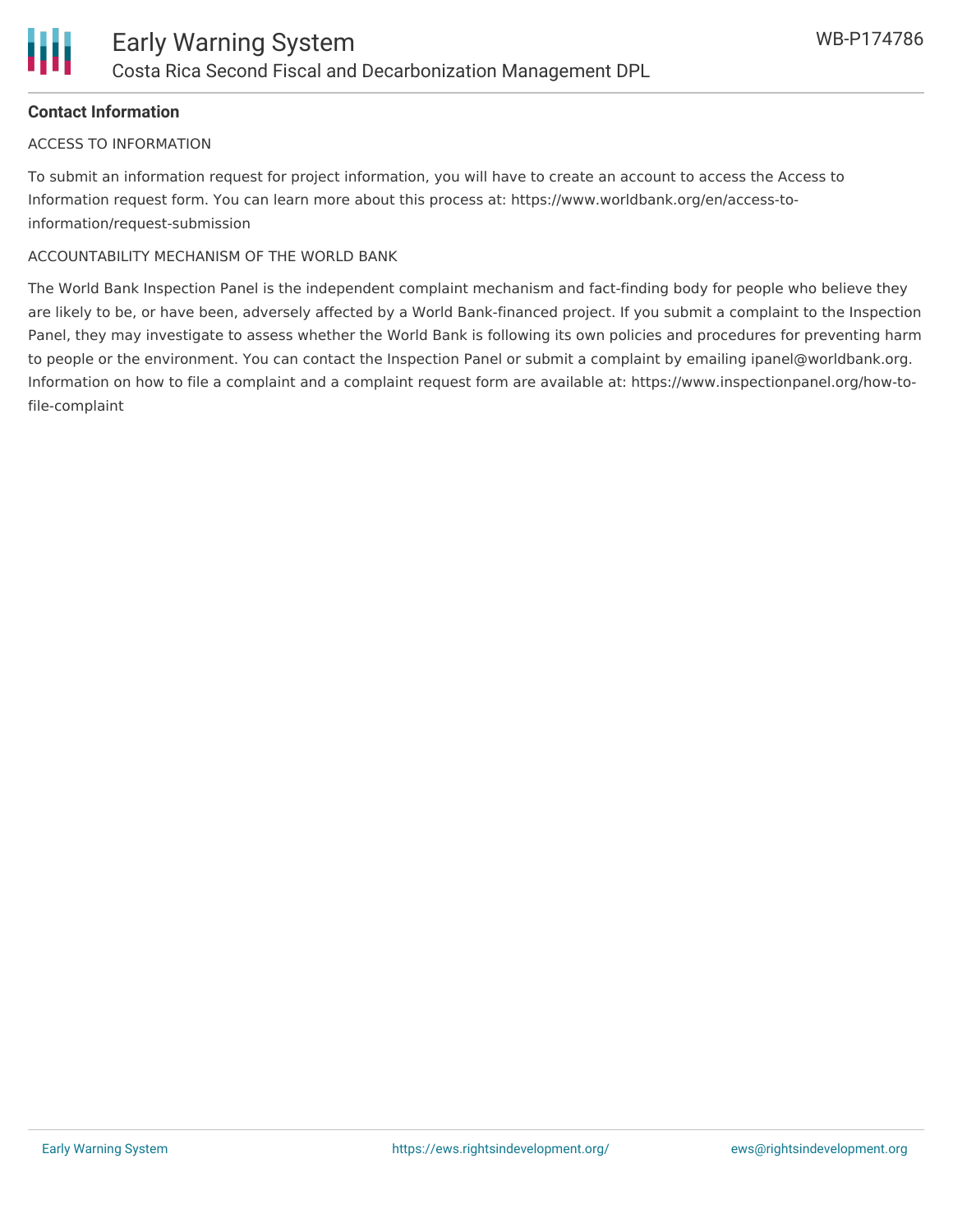**Contact Information**

ACCESS TO INFORMATION

To submit an information request for project information, you will have to create an account to access the Access to Information request form. You can learn more about this process at: https://www.worldbank.org/en/access-to-information/request-submission

ACCOUNTABILITY MECHANISM OF THE WORLD BANK

The World Bank Inspection Panel is the independent complaint mechanism and fact-finding body for people who believe they are likely to be, or have been, adversely affected by a World Bank-financed project. If you submit a complaint to the Inspection Panel, they may investigate to assess whether the World Bank is following its own policies and procedures for preventing harm to people or the environment. You can contact the Inspection Panel or submit a complaint by emailing ipanel@worldbank.org. Information on how to file a complaint and a complaint request form are available at: https://www.inspectionpanel.org/how-to-file-complaint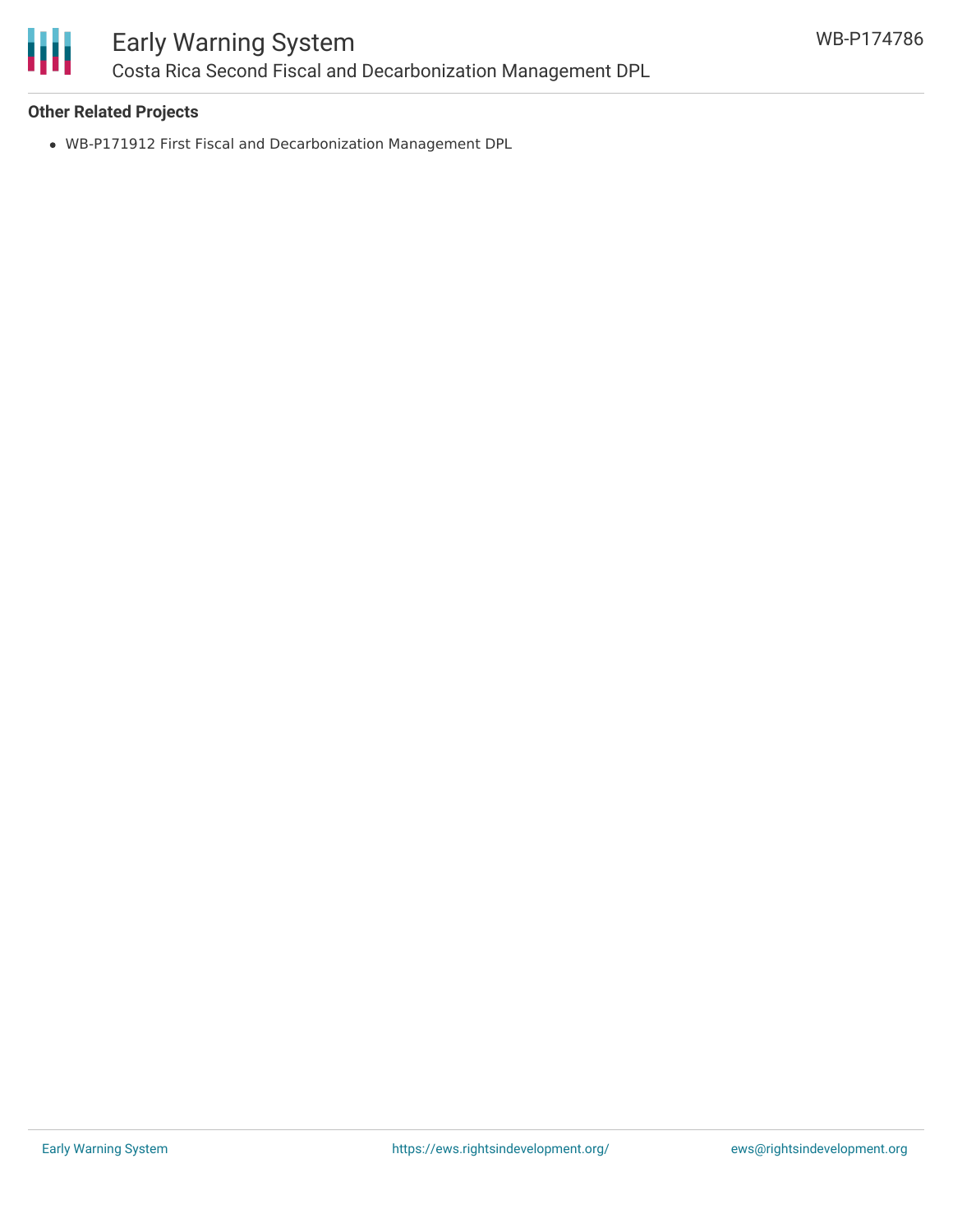**Other Related Projects**

- WB-P171912 First Fiscal and Decarbonization Management DPL